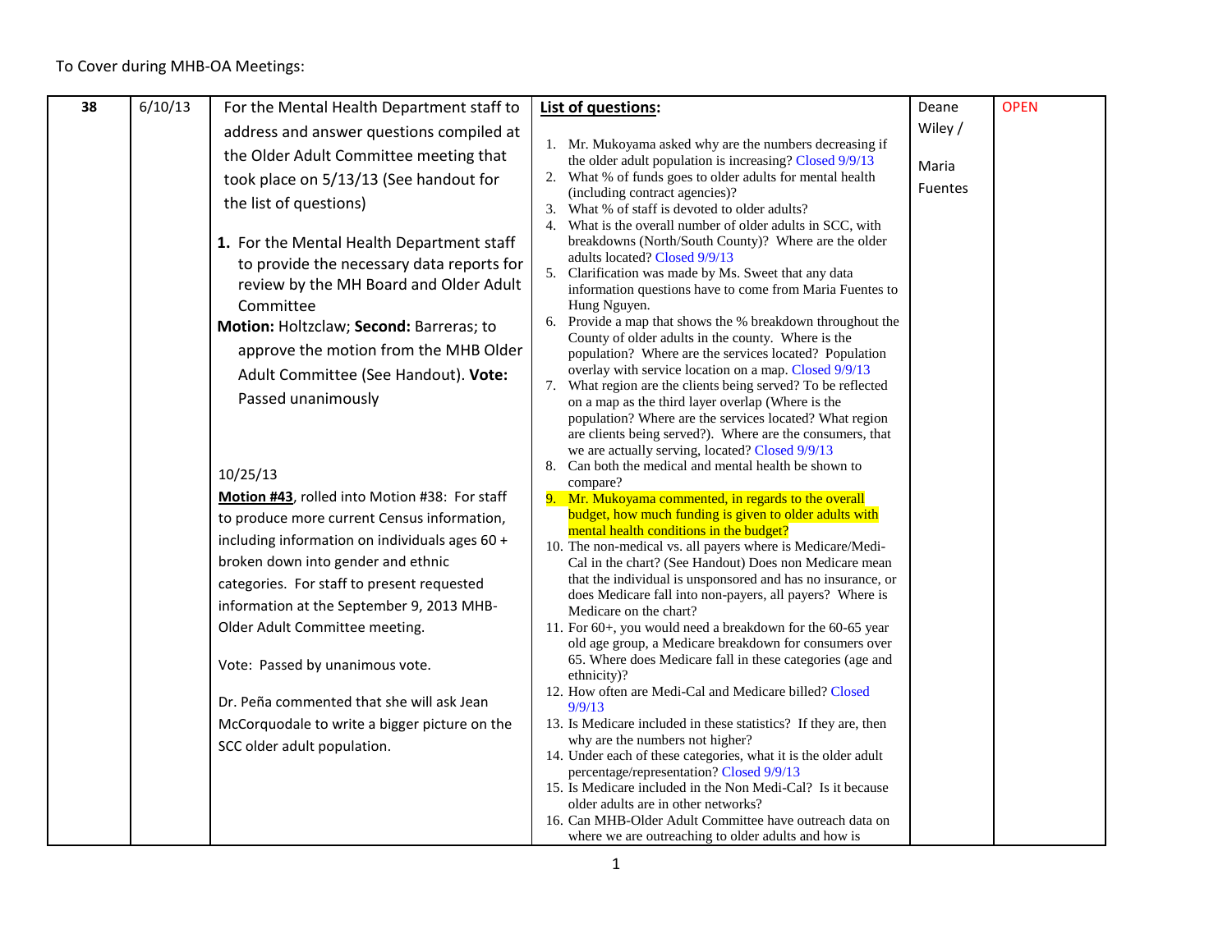To Cover during MHB-OA Meetings:

| | | | | | |
|---|---|---|---|---|---|
| 38 | 6/10/13 | For the Mental Health Department staff to address and answer questions compiled at the Older Adult Committee meeting that took place on 5/13/13 (See handout for the list of questions)<br><br>**1.** For the Mental Health Department staff to provide the necessary data reports for review by the MH Board and Older Adult Committee<br>**Motion:** Holtzclaw; **Second:** Barreras; to approve the motion from the MHB Older Adult Committee (See Handout). **Vote:** Passed unanimously<br><br>10/25/13<br>**Motion #43**, rolled into Motion #38: For staff to produce more current Census information, including information on individuals ages 60 + broken down into gender and ethnic categories. For staff to present requested information at the September 9, 2013 MHB-Older Adult Committee meeting.<br><br>Vote: Passed by unanimous vote.<br><br>Dr. Peña commented that she will ask Jean McCorquodale to write a bigger picture on the SCC older adult population. | **List of questions:**<br><br>1. Mr. Mukoyama asked why are the numbers decreasing if the older adult population is increasing? Closed 9/9/13<br>2. What % of funds goes to older adults for mental health (including contract agencies)?<br>3. What % of staff is devoted to older adults?<br>4. What is the overall number of older adults in SCC, with breakdowns (North/South County)? Where are the older adults located? Closed 9/9/13<br>5. Clarification was made by Ms. Sweet that any data information questions have to come from Maria Fuentes to Hung Nguyen.<br>6. Provide a map that shows the % breakdown throughout the County of older adults in the county. Where is the population? Where are the services located? Population overlay with service location on a map. Closed 9/9/13<br>7. What region are the clients being served? To be reflected on a map as the third layer overlap (Where is the population? Where are the services located? What region are clients being served?). Where are the consumers, that we are actually serving, located? Closed 9/9/13<br>8. Can both the medical and mental health be shown to compare?<br>9. Mr. Mukoyama commented, in regards to the overall budget, how much funding is given to older adults with mental health conditions in the budget?<br>10. The non-medical vs. all payers where is Medicare/Medi-Cal in the chart? (See Handout) Does non Medicare mean that the individual is unsponsored and has no insurance, or does Medicare fall into non-payers, all payers? Where is Medicare on the chart?<br>11. For 60+, you would need a breakdown for the 60-65 year old age group, a Medicare breakdown for consumers over 65. Where does Medicare fall in these categories (age and ethnicity)?<br>12. How often are Medi-Cal and Medicare billed? Closed 9/9/13<br>13. Is Medicare included in these statistics? If they are, then why are the numbers not higher?<br>14. Under each of these categories, what it is the older adult percentage/representation? Closed 9/9/13<br>15. Is Medicare included in the Non Medi-Cal? Is it because older adults are in other networks?<br>16. Can MHB-Older Adult Committee have outreach data on where we are outreaching to older adults and how is | Deane Wiley /<br><br>Maria Fuentes | OPEN |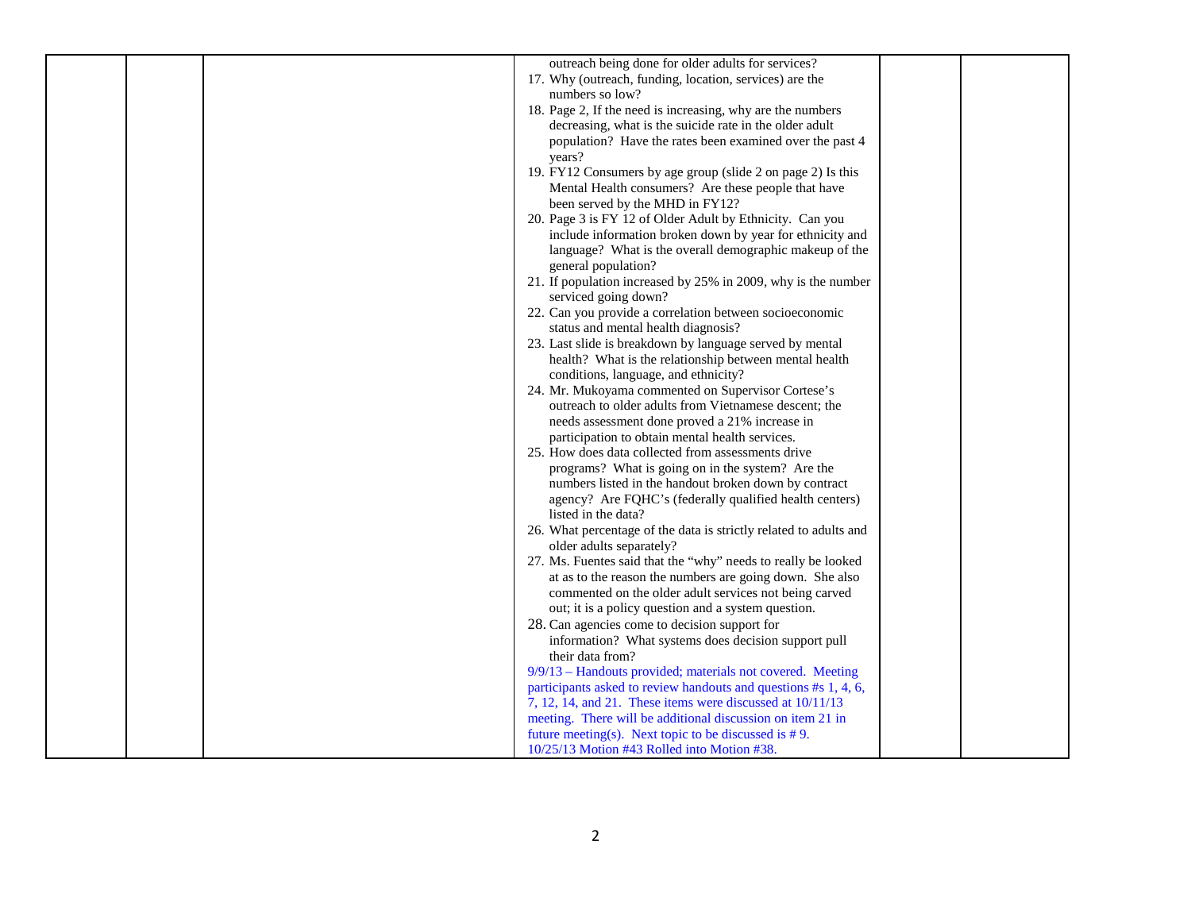| | | | | | |
|---|---|---|---|---|---|
| | | | outreach being done for older adults for services?<br>17. Why (outreach, funding, location, services) are the numbers so low?<br>18. Page 2, If the need is increasing, why are the numbers decreasing, what is the suicide rate in the older adult population? Have the rates been examined over the past 4 years?<br>19. FY12 Consumers by age group (slide 2 on page 2) Is this Mental Health consumers? Are these people that have been served by the MHD in FY12?<br>20. Page 3 is FY 12 of Older Adult by Ethnicity. Can you include information broken down by year for ethnicity and language? What is the overall demographic makeup of the general population?<br>21. If population increased by 25% in 2009, why is the number serviced going down?<br>22. Can you provide a correlation between socioeconomic status and mental health diagnosis?<br>23. Last slide is breakdown by language served by mental health? What is the relationship between mental health conditions, language, and ethnicity?<br>24. Mr. Mukoyama commented on Supervisor Cortese's outreach to older adults from Vietnamese descent; the needs assessment done proved a 21% increase in participation to obtain mental health services.<br>25. How does data collected from assessments drive programs? What is going on in the system? Are the numbers listed in the handout broken down by contract agency? Are FQHC's (federally qualified health centers) listed in the data?<br>26. What percentage of the data is strictly related to adults and older adults separately?<br>27. Ms. Fuentes said that the "why" needs to really be looked at as to the reason the numbers are going down. She also commented on the older adult services not being carved out; it is a policy question and a system question.<br>28. Can agencies come to decision support for information? What systems does decision support pull their data from?<br>9/9/13 – Handouts provided; materials not covered. Meeting participants asked to review handouts and questions #s 1, 4, 6, 7, 12, 14, and 21. These items were discussed at 10/11/13 meeting. There will be additional discussion on item 21 in future meeting(s). Next topic to be discussed is # 9.<br>10/25/13 Motion #43 Rolled into Motion #38. | | |